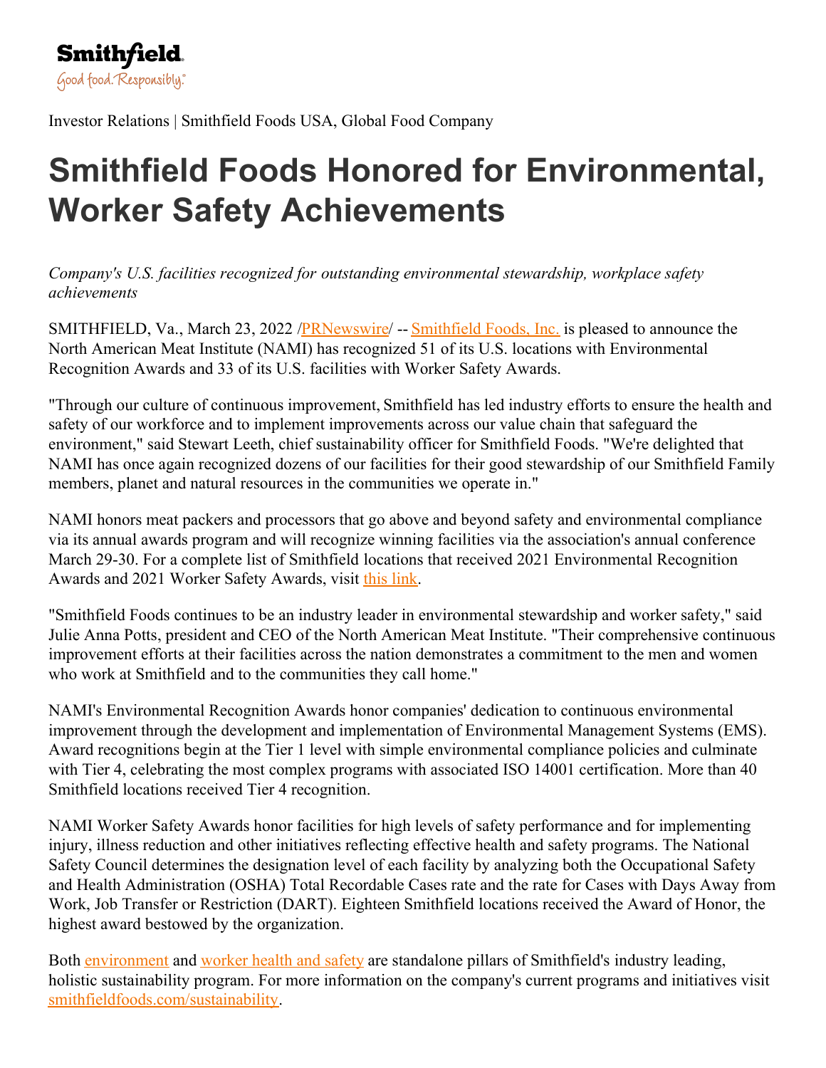Smithfield
Good food. Responsibly.®

Investor Relations | Smithfield Foods USA, Global Food Company

# Smithfield Foods Honored for Environmental, Worker Safety Achievements

*Company's U.S. facilities recognized for outstanding environmental stewardship, workplace safety achievements*

SMITHFIELD, Va., March 23, 2022 /PRNewswire/ -- Smithfield Foods, Inc. is pleased to announce the North American Meat Institute (NAMI) has recognized 51 of its U.S. locations with Environmental Recognition Awards and 33 of its U.S. facilities with Worker Safety Awards.

"Through our culture of continuous improvement, Smithfield has led industry efforts to ensure the health and safety of our workforce and to implement improvements across our value chain that safeguard the environment," said Stewart Leeth, chief sustainability officer for Smithfield Foods. "We're delighted that NAMI has once again recognized dozens of our facilities for their good stewardship of our Smithfield Family members, planet and natural resources in the communities we operate in."

NAMI honors meat packers and processors that go above and beyond safety and environmental compliance via its annual awards program and will recognize winning facilities via the association's annual conference March 29-30. For a complete list of Smithfield locations that received 2021 Environmental Recognition Awards and 2021 Worker Safety Awards, visit this link.

"Smithfield Foods continues to be an industry leader in environmental stewardship and worker safety," said Julie Anna Potts, president and CEO of the North American Meat Institute. "Their comprehensive continuous improvement efforts at their facilities across the nation demonstrates a commitment to the men and women who work at Smithfield and to the communities they call home."

NAMI's Environmental Recognition Awards honor companies' dedication to continuous environmental improvement through the development and implementation of Environmental Management Systems (EMS). Award recognitions begin at the Tier 1 level with simple environmental compliance policies and culminate with Tier 4, celebrating the most complex programs with associated ISO 14001 certification. More than 40 Smithfield locations received Tier 4 recognition.

NAMI Worker Safety Awards honor facilities for high levels of safety performance and for implementing injury, illness reduction and other initiatives reflecting effective health and safety programs. The National Safety Council determines the designation level of each facility by analyzing both the Occupational Safety and Health Administration (OSHA) Total Recordable Cases rate and the rate for Cases with Days Away from Work, Job Transfer or Restriction (DART). Eighteen Smithfield locations received the Award of Honor, the highest award bestowed by the organization.

Both environment and worker health and safety are standalone pillars of Smithfield's industry leading, holistic sustainability program. For more information on the company's current programs and initiatives visit smithfieldfoods.com/sustainability.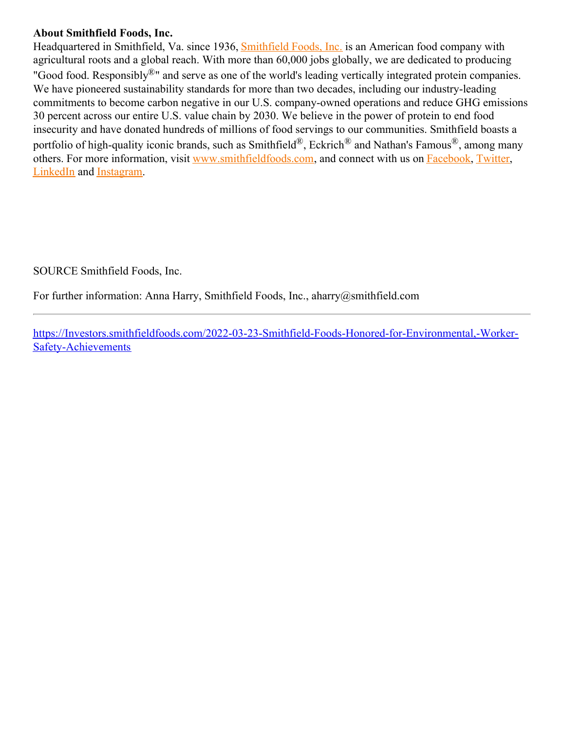**About Smithfield Foods, Inc.**

Headquartered in Smithfield, Va. since 1936, [Smithfield Foods, Inc.](https://www.smithfieldfoods.com) is an American food company with agricultural roots and a global reach. With more than 60,000 jobs globally, we are dedicated to producing "Good food. Responsibly®" and serve as one of the world's leading vertically integrated protein companies. We have pioneered sustainability standards for more than two decades, including our industry-leading commitments to become carbon negative in our U.S. company-owned operations and reduce GHG emissions 30 percent across our entire U.S. value chain by 2030. We believe in the power of protein to end food insecurity and have donated hundreds of millions of food servings to our communities. Smithfield boasts a portfolio of high-quality iconic brands, such as Smithfield®, Eckrich® and Nathan's Famous®, among many others. For more information, visit [www.smithfieldfoods.com](https://www.smithfieldfoods.com), and connect with us on Facebook, Twitter, LinkedIn and Instagram.

SOURCE Smithfield Foods, Inc.

For further information: Anna Harry, Smithfield Foods, Inc., aharry@smithfield.com

---

https://Investors.smithfieldfoods.com/2022-03-23-Smithfield-Foods-Honored-for-Environmental,-Worker-Safety-Achievements